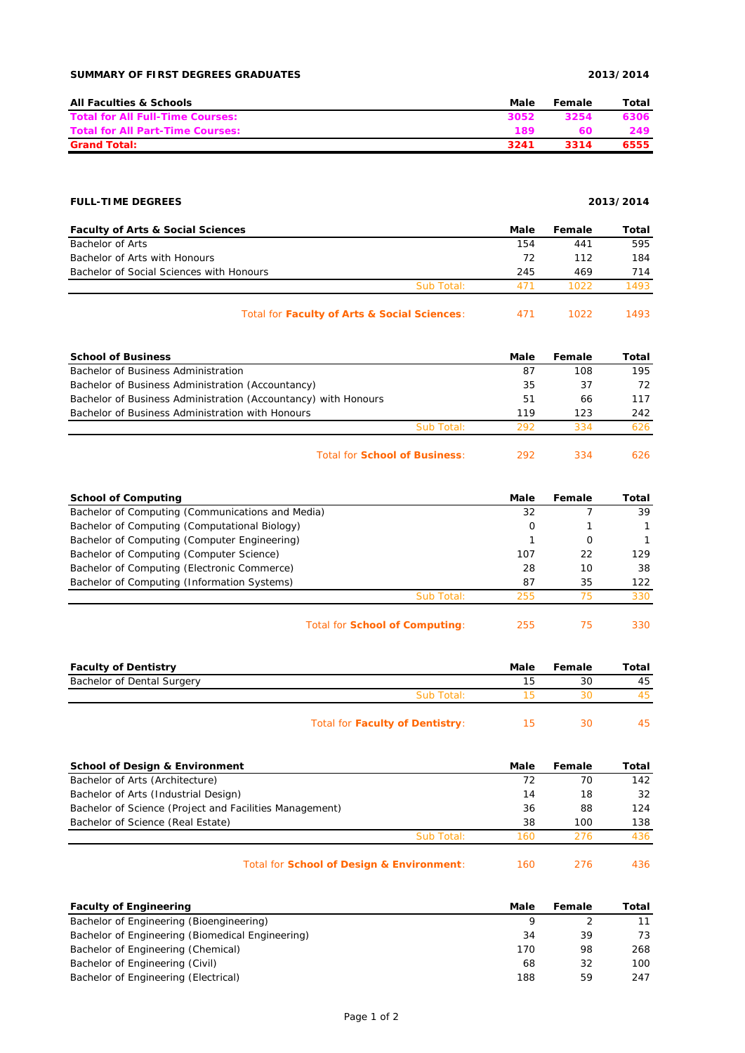## SUMMARY OF FIRST DEGREES GRADUATES

**2013/2014**

| All Faculties & Schools | Male | Female | Total |
|---|---|---|---|
| **Total for All Full-Time Courses:** | **3052** | **3254** | **6306** |
| **Total for All Part-Time Courses:** | **189** | **60** | **249** |
| **Grand Total:** | **3241** | **3314** | **6555** |

## FULL-TIME DEGREES

**2013/2014**

| Faculty of Arts & Social Sciences | Male | Female | Total |
|---|---|---|---|
| Bachelor of Arts | 154 | 441 | 595 |
| Bachelor of Arts with Honours | 72 | 112 | 184 |
| Bachelor of Social Sciences with Honours | 245 | 469 | 714 |
| Sub Total: | 471 | 1022 | 1493 |
| Total for **Faculty of Arts & Social Sciences**: | 471 | 1022 | 1493 |

| School of Business | Male | Female | Total |
|---|---|---|---|
| Bachelor of Business Administration | 87 | 108 | 195 |
| Bachelor of Business Administration (Accountancy) | 35 | 37 | 72 |
| Bachelor of Business Administration (Accountancy) with Honours | 51 | 66 | 117 |
| Bachelor of Business Administration with Honours | 119 | 123 | 242 |
| Sub Total: | 292 | 334 | 626 |
| Total for **School of Business**: | 292 | 334 | 626 |

| School of Computing | Male | Female | Total |
|---|---|---|---|
| Bachelor of Computing (Communications and Media) | 32 | 7 | 39 |
| Bachelor of Computing (Computational Biology) | 0 | 1 | 1 |
| Bachelor of Computing (Computer Engineering) | 1 | 0 | 1 |
| Bachelor of Computing (Computer Science) | 107 | 22 | 129 |
| Bachelor of Computing (Electronic Commerce) | 28 | 10 | 38 |
| Bachelor of Computing (Information Systems) | 87 | 35 | 122 |
| Sub Total: | 255 | 75 | 330 |
| Total for **School of Computing**: | 255 | 75 | 330 |

| Faculty of Dentistry | Male | Female | Total |
|---|---|---|---|
| Bachelor of Dental Surgery | 15 | 30 | 45 |
| Sub Total: | 15 | 30 | 45 |
| Total for **Faculty of Dentistry**: | 15 | 30 | 45 |

| School of Design & Environment | Male | Female | Total |
|---|---|---|---|
| Bachelor of Arts (Architecture) | 72 | 70 | 142 |
| Bachelor of Arts (Industrial Design) | 14 | 18 | 32 |
| Bachelor of Science (Project and Facilities Management) | 36 | 88 | 124 |
| Bachelor of Science (Real Estate) | 38 | 100 | 138 |
| Sub Total: | 160 | 276 | 436 |
| Total for **School of Design & Environment**: | 160 | 276 | 436 |

| Faculty of Engineering | Male | Female | Total |
|---|---|---|---|
| Bachelor of Engineering (Bioengineering) | 9 | 2 | 11 |
| Bachelor of Engineering (Biomedical Engineering) | 34 | 39 | 73 |
| Bachelor of Engineering (Chemical) | 170 | 98 | 268 |
| Bachelor of Engineering (Civil) | 68 | 32 | 100 |
| Bachelor of Engineering (Electrical) | 188 | 59 | 247 |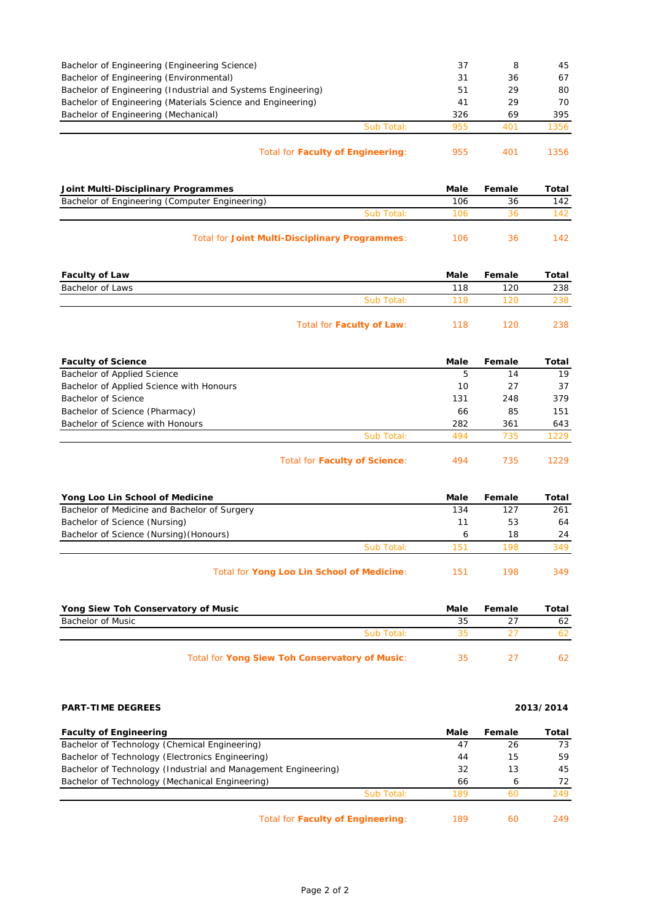| | Male | Female | Total |
|---|---|---|---|
| Bachelor of Engineering (Engineering Science) | 37 | 8 | 45 |
| Bachelor of Engineering (Environmental) | 31 | 36 | 67 |
| Bachelor of Engineering (Industrial and Systems Engineering) | 51 | 29 | 80 |
| Bachelor of Engineering (Materials Science and Engineering) | 41 | 29 | 70 |
| Bachelor of Engineering (Mechanical) | 326 | 69 | 395 |
| Sub Total: | 955 | 401 | 1356 |
| Total for **Faculty of Engineering**: | 955 | 401 | 1356 |

| **Joint Multi-Disciplinary Programmes** | **Male** | **Female** | **Total** |
|---|---|---|---|
| Bachelor of Engineering (Computer Engineering) | 106 | 36 | 142 |
| Sub Total: | 106 | 36 | 142 |
| Total for **Joint Multi-Disciplinary Programmes**: | 106 | 36 | 142 |

| **Faculty of Law** | **Male** | **Female** | **Total** |
|---|---|---|---|
| Bachelor of Laws | 118 | 120 | 238 |
| Sub Total: | 118 | 120 | 238 |
| Total for **Faculty of Law**: | 118 | 120 | 238 |

| **Faculty of Science** | **Male** | **Female** | **Total** |
|---|---|---|---|
| Bachelor of Applied Science | 5 | 14 | 19 |
| Bachelor of Applied Science with Honours | 10 | 27 | 37 |
| Bachelor of Science | 131 | 248 | 379 |
| Bachelor of Science (Pharmacy) | 66 | 85 | 151 |
| Bachelor of Science with Honours | 282 | 361 | 643 |
| Sub Total: | 494 | 735 | 1229 |
| Total for **Faculty of Science**: | 494 | 735 | 1229 |

| **Yong Loo Lin School of Medicine** | **Male** | **Female** | **Total** |
|---|---|---|---|
| Bachelor of Medicine and Bachelor of Surgery | 134 | 127 | 261 |
| Bachelor of Science (Nursing) | 11 | 53 | 64 |
| Bachelor of Science (Nursing)(Honours) | 6 | 18 | 24 |
| Sub Total: | 151 | 198 | 349 |
| Total for **Yong Loo Lin School of Medicine**: | 151 | 198 | 349 |

| **Yong Siew Toh Conservatory of Music** | **Male** | **Female** | **Total** |
|---|---|---|---|
| Bachelor of Music | 35 | 27 | 62 |
| Sub Total: | 35 | 27 | 62 |
| Total for **Yong Siew Toh Conservatory of Music**: | 35 | 27 | 62 |

**PART-TIME DEGREES** **2013/2014**

| **Faculty of Engineering** | **Male** | **Female** | **Total** |
|---|---|---|---|
| Bachelor of Technology (Chemical Engineering) | 47 | 26 | 73 |
| Bachelor of Technology (Electronics Engineering) | 44 | 15 | 59 |
| Bachelor of Technology (Industrial and Management Engineering) | 32 | 13 | 45 |
| Bachelor of Technology (Mechanical Engineering) | 66 | 6 | 72 |
| Sub Total: | 189 | 60 | 249 |
| Total for **Faculty of Engineering**: | 189 | 60 | 249 |